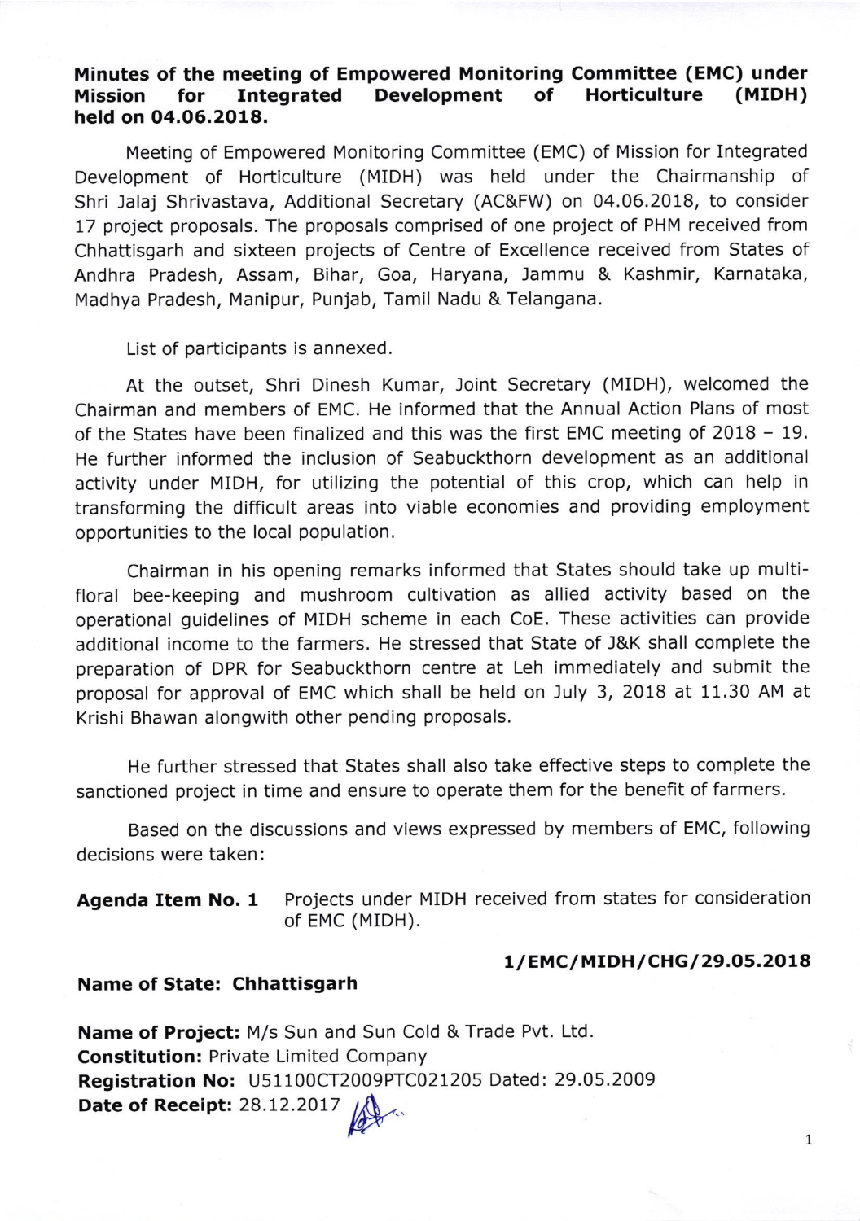## Minutes of the meeting of Empowered Monitoring Committee (EMC) under Mission for Integrated Development of Horticulture (MIDH) held on 04.06.2018.

Meeting of Empowered Monitoring Committee (EMC) of Mission for Integrated Development of Horticulture (MIDH) was held under the Chairmanship of Shri Jalaj Shrivastava, Additional Secretary (AC&FW) on 04.06.2018, to consider 17 project proposals. The proposals comprised of one project of PHM received from Chhattisgarh and sixteen projects of Centre of Excellence received from States of Andhra Pradesh, Assam, Bihar, Goa, Haryana, Jammu & Kashmir, Karnataka, Madhya Pradesh, Manipur, Punjab, Tamil Nadu & Telangana.

List of participants is annexed.

At the outset, Shri Dinesh Kumar, Joint Secretary (MIDH), welcomed the Chairman and members of EMC. He informed that the Annual Action Plans of most of the States have been finalized and this was the first EMC meeting of 2018 – 19. He further informed the inclusion of Seabuckthorn development as an additional activity under MIDH, for utilizing the potential of this crop, which can help in transforming the difficult areas into viable economies and providing employment opportunities to the local population.

Chairman in his opening remarks informed that States should take up multi-floral bee-keeping and mushroom cultivation as allied activity based on the operational guidelines of MIDH scheme in each CoE. These activities can provide additional income to the farmers. He stressed that State of J&K shall complete the preparation of DPR for Seabuckthorn centre at Leh immediately and submit the proposal for approval of EMC which shall be held on July 3, 2018 at 11.30 AM at Krishi Bhawan alongwith other pending proposals.

He further stressed that States shall also take effective steps to complete the sanctioned project in time and ensure to operate them for the benefit of farmers.

Based on the discussions and views expressed by members of EMC, following decisions were taken:

**Agenda Item No. 1** Projects under MIDH received from states for consideration of EMC (MIDH).

**1/EMC/MIDH/CHG/29.05.2018**

**Name of State: Chhattisgarh**

**Name of Project:** M/s Sun and Sun Cold & Trade Pvt. Ltd.
**Constitution:** Private Limited Company
**Registration No:** U51100CT2009PTC021205 Dated: 29.05.2009
**Date of Receipt:** 28.12.2017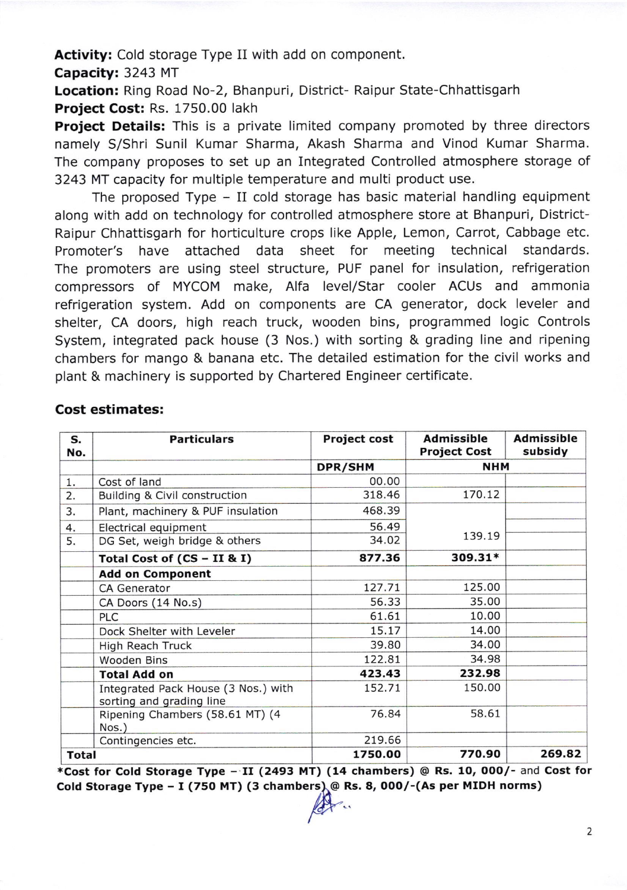**Activity:** Cold storage Type II with add on component.

**Capacity:** 3243 MT

**Location:** Ring Road No-2, Bhanpuri, District- Raipur State-Chhattisgarh

**Project Cost:** Rs. 1750.00 lakh

**Project Details:** This is a private limited company promoted by three directors namely S/Shri Sunil Kumar Sharma, Akash Sharma and Vinod Kumar Sharma. The company proposes to set up an Integrated Controlled atmosphere storage of 3243 MT capacity for multiple temperature and multi product use.

The proposed Type – II cold storage has basic material handling equipment along with add on technology for controlled atmosphere store at Bhanpuri, District-Raipur Chhattisgarh for horticulture crops like Apple, Lemon, Carrot, Cabbage etc. Promoter's have attached data sheet for meeting technical standards. The promoters are using steel structure, PUF panel for insulation, refrigeration compressors of MYCOM make, Alfa level/Star cooler ACUs and ammonia refrigeration system. Add on components are CA generator, dock leveler and shelter, CA doors, high reach truck, wooden bins, programmed logic Controls System, integrated pack house (3 Nos.) with sorting & grading line and ripening chambers for mango & banana etc. The detailed estimation for the civil works and plant & machinery is supported by Chartered Engineer certificate.

## Cost estimates:

| S. No. | Particulars | Project cost | Admissible Project Cost | Admissible subsidy |
|---|---|---|---|---|
| | | DPR/SHM | NHM | |
| 1. | Cost of land | 00.00 | | |
| 2. | Building & Civil construction | 318.46 | 170.12 | |
| 3. | Plant, machinery & PUF insulation | 468.39 | 139.19 | |
| 4. | Electrical equipment | 56.49 | | |
| 5. | DG Set, weigh bridge & others | 34.02 | | |
| | **Total Cost of (CS – II & I)** | **877.36** | **309.31*** | |
| | **Add on Component** | | | |
| | CA Generator | 127.71 | 125.00 | |
| | CA Doors (14 No.s) | 56.33 | 35.00 | |
| | PLC | 61.61 | 10.00 | |
| | Dock Shelter with Leveler | 15.17 | 14.00 | |
| | High Reach Truck | 39.80 | 34.00 | |
| | Wooden Bins | 122.81 | 34.98 | |
| | **Total Add on** | **423.43** | **232.98** | |
| | Integrated Pack House (3 Nos.) with sorting and grading line | 152.71 | 150.00 | |
| | Ripening Chambers (58.61 MT) (4 Nos.) | 76.84 | 58.61 | |
| | Contingencies etc. | 219.66 | | |
| **Total** | | **1750.00** | **770.90** | **269.82** |

***Cost for Cold Storage Type – II (2493 MT) (14 chambers) @ Rs. 10, 000/- and Cost for Cold Storage Type – I (750 MT) (3 chambers) @ Rs. 8, 000/-(As per MIDH norms)**